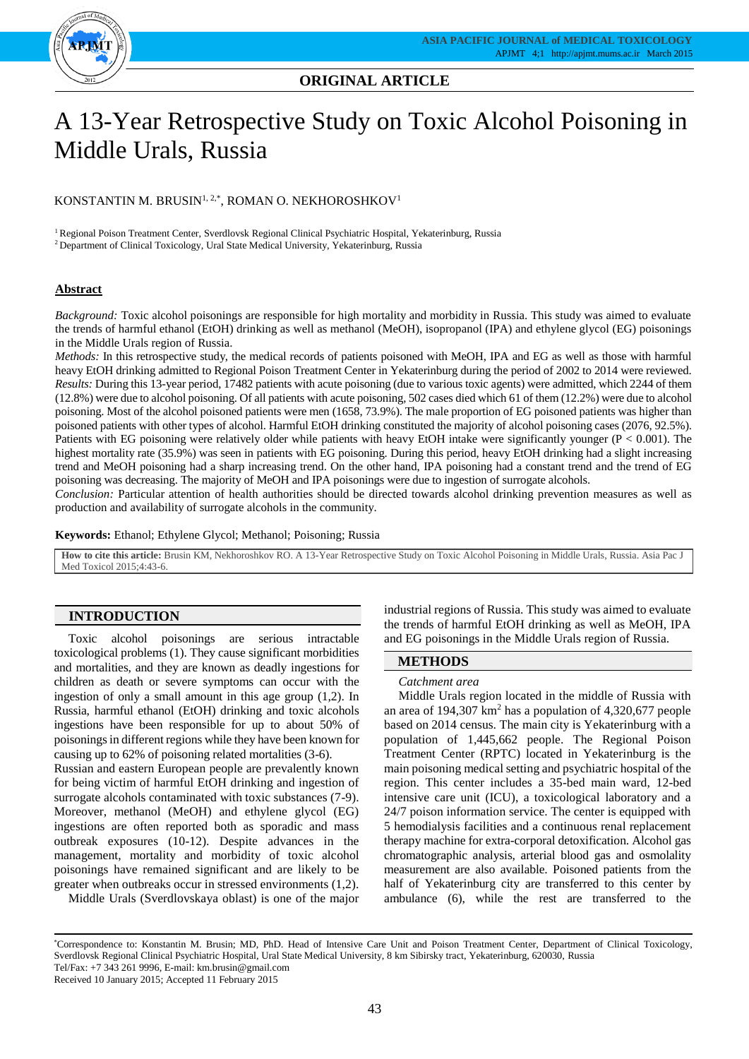ORIGINAL ARTICLE

# A 13-Year Retrospective Study on Toxic Alcohol Poisoning in Middle Urals, Russia

KONSTANTIN M. BRUSIN[1, 2,*], ROMAN O. NEKHOROSHKOV[1]

[1] Regional Poison Treatment Center, Sverdlovsk Regional Clinical Psychiatric Hospital, Yekaterinburg, Russia
[2] Department of Clinical Toxicology, Ural State Medical University, Yekaterinburg, Russia

## Abstract

*Background:* Toxic alcohol poisonings are responsible for high mortality and morbidity in Russia. This study was aimed to evaluate the trends of harmful ethanol (EtOH) drinking as well as methanol (MeOH), isopropanol (IPA) and ethylene glycol (EG) poisonings in the Middle Urals region of Russia.
*Methods:* In this retrospective study, the medical records of patients poisoned with MeOH, IPA and EG as well as those with harmful heavy EtOH drinking admitted to Regional Poison Treatment Center in Yekaterinburg during the period of 2002 to 2014 were reviewed.
*Results:* During this 13-year period, 17482 patients with acute poisoning (due to various toxic agents) were admitted, which 2244 of them (12.8%) were due to alcohol poisoning. Of all patients with acute poisoning, 502 cases died which 61 of them (12.2%) were due to alcohol poisoning. Most of the alcohol poisoned patients were men (1658, 73.9%). The male proportion of EG poisoned patients was higher than poisoned patients with other types of alcohol. Harmful EtOH drinking constituted the majority of alcohol poisoning cases (2076, 92.5%). Patients with EG poisoning were relatively older while patients with heavy EtOH intake were significantly younger ($P < 0.001$). The highest mortality rate (35.9%) was seen in patients with EG poisoning. During this period, heavy EtOH drinking had a slight increasing trend and MeOH poisoning had a sharp increasing trend. On the other hand, IPA poisoning had a constant trend and the trend of EG poisoning was decreasing. The majority of MeOH and IPA poisonings were due to ingestion of surrogate alcohols.
*Conclusion:* Particular attention of health authorities should be directed towards alcohol drinking prevention measures as well as production and availability of surrogate alcohols in the community.

**Keywords:** Ethanol; Ethylene Glycol; Methanol; Poisoning; Russia

**How to cite this article:** Brusin KM, Nekhoroshkov RO. A 13-Year Retrospective Study on Toxic Alcohol Poisoning in Middle Urals, Russia. Asia Pac J Med Toxicol 2015;4:43-6.

## INTRODUCTION

Toxic alcohol poisonings are serious intractable toxicological problems (1). They cause significant morbidities and mortalities, and they are known as deadly ingestions for children as death or severe symptoms can occur with the ingestion of only a small amount in this age group (1,2). In Russia, harmful ethanol (EtOH) drinking and toxic alcohols ingestions have been responsible for up to about 50% of poisonings in different regions while they have been known for causing up to 62% of poisoning related mortalities (3-6).
Russian and eastern European people are prevalently known for being victim of harmful EtOH drinking and ingestion of surrogate alcohols contaminated with toxic substances (7-9). Moreover, methanol (MeOH) and ethylene glycol (EG) ingestions are often reported both as sporadic and mass outbreak exposures (10-12). Despite advances in the management, mortality and morbidity of toxic alcohol poisonings have remained significant and are likely to be greater when outbreaks occur in stressed environments (1,2).

Middle Urals (Sverdlovskaya oblast) is one of the major industrial regions of Russia. This study was aimed to evaluate the trends of harmful EtOH drinking as well as MeOH, IPA and EG poisonings in the Middle Urals region of Russia.

## METHODS

*Catchment area*

Middle Urals region located in the middle of Russia with an area of 194,307 km$^2$ has a population of 4,320,677 people based on 2014 census. The main city is Yekaterinburg with a population of 1,445,662 people. The Regional Poison Treatment Center (RPTC) located in Yekaterinburg is the main poisoning medical setting and psychiatric hospital of the region. This center includes a 35-bed main ward, 12-bed intensive care unit (ICU), a toxicological laboratory and a 24/7 poison information service. The center is equipped with 5 hemodialysis facilities and a continuous renal replacement therapy machine for extra-corporal detoxification. Alcohol gas chromatographic analysis, arterial blood gas and osmolality measurement are also available. Poisoned patients from the half of Yekaterinburg city are transferred to this center by ambulance (6), while the rest are transferred to the

*Correspondence to: Konstantin M. Brusin; MD, PhD. Head of Intensive Care Unit and Poison Treatment Center, Department of Clinical Toxicology, Sverdlovsk Regional Clinical Psychiatric Hospital, Ural State Medical University, 8 km Sibirsky tract, Yekaterinburg, 620030, Russia
Tel/Fax: +7 343 261 9996, E-mail: km.brusin@gmail.com
Received 10 January 2015; Accepted 11 February 2015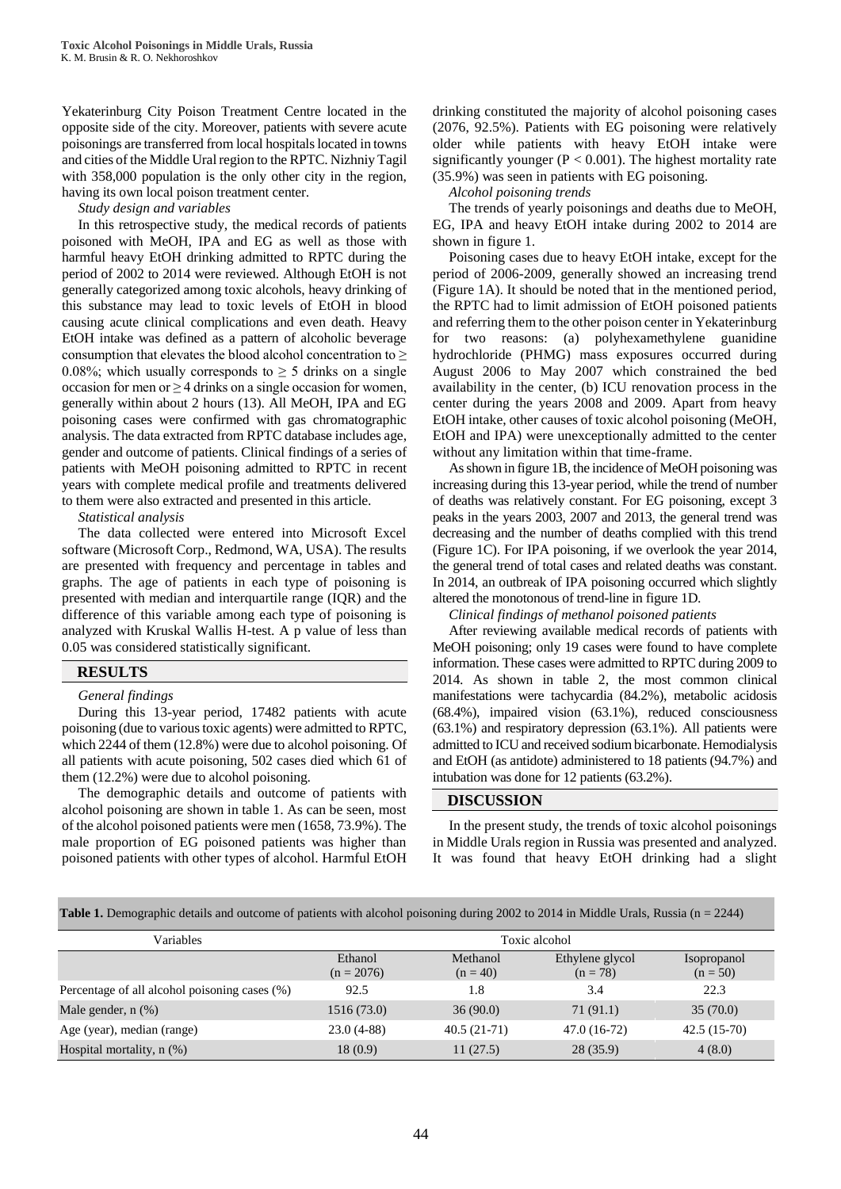Yekaterinburg City Poison Treatment Centre located in the opposite side of the city. Moreover, patients with severe acute poisonings are transferred from local hospitals located in towns and cities of the Middle Ural region to the RPTC. Nizhniy Tagil with 358,000 population is the only other city in the region, having its own local poison treatment center.

*Study design and variables*

In this retrospective study, the medical records of patients poisoned with MeOH, IPA and EG as well as those with harmful heavy EtOH drinking admitted to RPTC during the period of 2002 to 2014 were reviewed. Although EtOH is not generally categorized among toxic alcohols, heavy drinking of this substance may lead to toxic levels of EtOH in blood causing acute clinical complications and even death. Heavy EtOH intake was defined as a pattern of alcoholic beverage consumption that elevates the blood alcohol concentration to ≥ 0.08%; which usually corresponds to ≥ 5 drinks on a single occasion for men or ≥ 4 drinks on a single occasion for women, generally within about 2 hours (13). All MeOH, IPA and EG poisoning cases were confirmed with gas chromatographic analysis. The data extracted from RPTC database includes age, gender and outcome of patients. Clinical findings of a series of patients with MeOH poisoning admitted to RPTC in recent years with complete medical profile and treatments delivered to them were also extracted and presented in this article.

*Statistical analysis*

The data collected were entered into Microsoft Excel software (Microsoft Corp., Redmond, WA, USA). The results are presented with frequency and percentage in tables and graphs. The age of patients in each type of poisoning is presented with median and interquartile range (IQR) and the difference of this variable among each type of poisoning is analyzed with Kruskal Wallis H-test. A p value of less than 0.05 was considered statistically significant.

## RESULTS

*General findings*

During this 13-year period, 17482 patients with acute poisoning (due to various toxic agents) were admitted to RPTC, which 2244 of them (12.8%) were due to alcohol poisoning. Of all patients with acute poisoning, 502 cases died which 61 of them (12.2%) were due to alcohol poisoning.

The demographic details and outcome of patients with alcohol poisoning are shown in table 1. As can be seen, most of the alcohol poisoned patients were men (1658, 73.9%). The male proportion of EG poisoned patients was higher than poisoned patients with other types of alcohol. Harmful EtOH drinking constituted the majority of alcohol poisoning cases (2076, 92.5%). Patients with EG poisoning were relatively older while patients with heavy EtOH intake were significantly younger ($P < 0.001$). The highest mortality rate (35.9%) was seen in patients with EG poisoning.

*Alcohol poisoning trends*

The trends of yearly poisonings and deaths due to MeOH, EG, IPA and heavy EtOH intake during 2002 to 2014 are shown in figure 1.

Poisoning cases due to heavy EtOH intake, except for the period of 2006-2009, generally showed an increasing trend (Figure 1A). It should be noted that in the mentioned period, the RPTC had to limit admission of EtOH poisoned patients and referring them to the other poison center in Yekaterinburg for two reasons: (a) polyhexamethylene guanidine hydrochloride (PHMG) mass exposures occurred during August 2006 to May 2007 which constrained the bed availability in the center, (b) ICU renovation process in the center during the years 2008 and 2009. Apart from heavy EtOH intake, other causes of toxic alcohol poisoning (MeOH, EtOH and IPA) were unexceptionally admitted to the center without any limitation within that time-frame.

As shown in figure 1B, the incidence of MeOH poisoning was increasing during this 13-year period, while the trend of number of deaths was relatively constant. For EG poisoning, except 3 peaks in the years 2003, 2007 and 2013, the general trend was decreasing and the number of deaths complied with this trend (Figure 1C). For IPA poisoning, if we overlook the year 2014, the general trend of total cases and related deaths was constant. In 2014, an outbreak of IPA poisoning occurred which slightly altered the monotonous of trend-line in figure 1D.

*Clinical findings of methanol poisoned patients*

After reviewing available medical records of patients with MeOH poisoning; only 19 cases were found to have complete information. These cases were admitted to RPTC during 2009 to 2014. As shown in table 2, the most common clinical manifestations were tachycardia (84.2%), metabolic acidosis (68.4%), impaired vision (63.1%), reduced consciousness (63.1%) and respiratory depression (63.1%). All patients were admitted to ICU and received sodium bicarbonate. Hemodialysis and EtOH (as antidote) administered to 18 patients (94.7%) and intubation was done for 12 patients (63.2%).

## DISCUSSION

In the present study, the trends of toxic alcohol poisonings in Middle Urals region in Russia was presented and analyzed. It was found that heavy EtOH drinking had a slight

**Table 1.** Demographic details and outcome of patients with alcohol poisoning during 2002 to 2014 in Middle Urals, Russia (n = 2244)

| Variables | Toxic alcohol | | | |
|---|---|---|---|---|
| | Ethanol (n = 2076) | Methanol (n = 40) | Ethylene glycol (n = 78) | Isopropanol (n = 50) |
| Percentage of all alcohol poisoning cases (%) | 92.5 | 1.8 | 3.4 | 22.3 |
| Male gender, n (%) | 1516 (73.0) | 36 (90.0) | 71 (91.1) | 35 (70.0) |
| Age (year), median (range) | 23.0 (4-88) | 40.5 (21-71) | 47.0 (16-72) | 42.5 (15-70) |
| Hospital mortality, n (%) | 18 (0.9) | 11 (27.5) | 28 (35.9) | 4 (8.0) |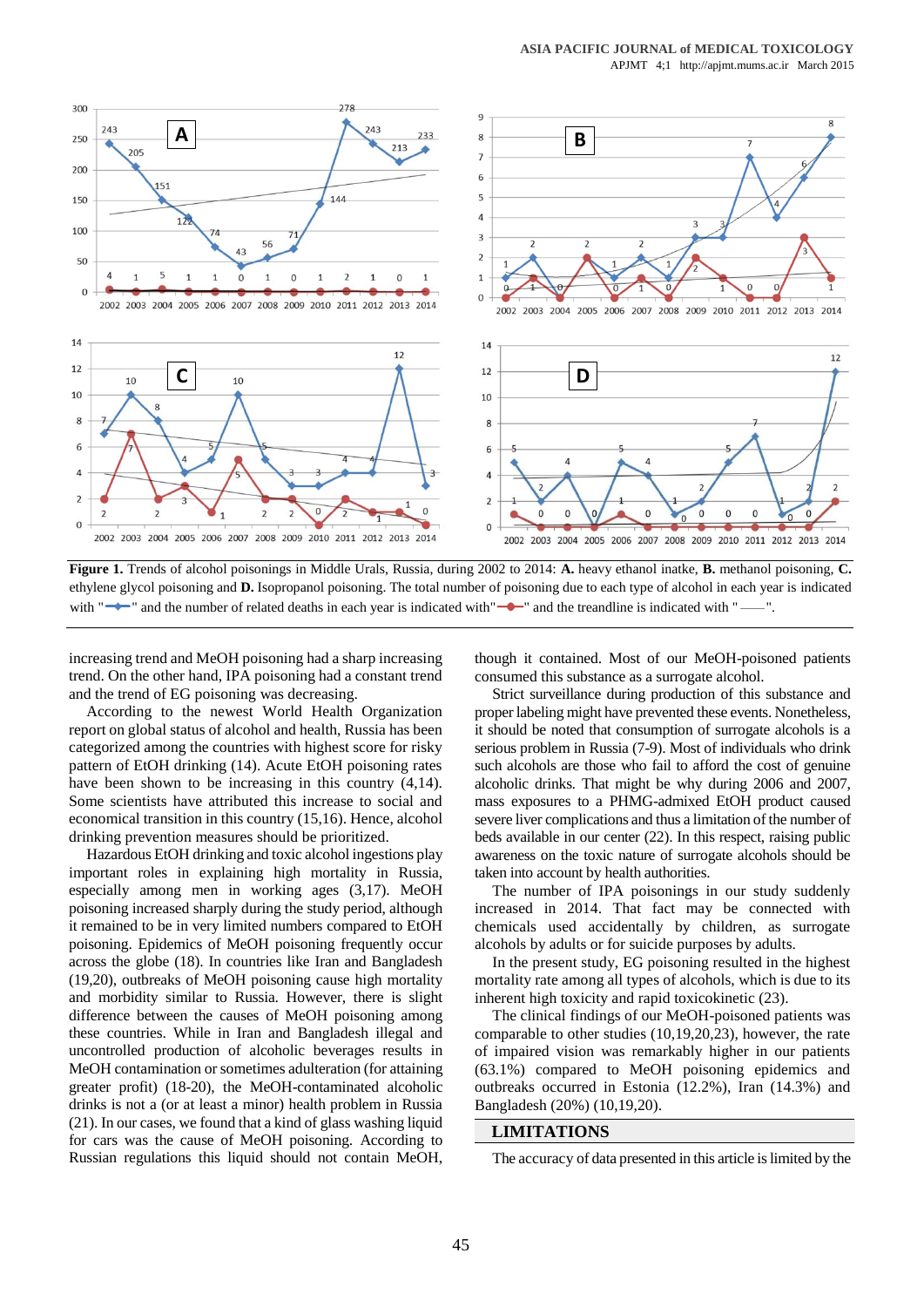**Figure 1.** Trends of alcohol poisonings in Middle Urals, Russia, during 2002 to 2014: **A.** heavy ethanol inatke, **B.** methanol poisoning, **C.** ethylene glycol poisoning and **D.** Isopropanol poisoning. The total number of poisoning due to each type of alcohol in each year is indicated with "—◆—" and the number of related deaths in each year is indicated with"—●—" and the treandline is indicated with " ——".

increasing trend and MeOH poisoning had a sharp increasing trend. On the other hand, IPA poisoning had a constant trend and the trend of EG poisoning was decreasing.

According to the newest World Health Organization report on global status of alcohol and health, Russia has been categorized among the countries with highest score for risky pattern of EtOH drinking (14). Acute EtOH poisoning rates have been shown to be increasing in this country (4,14). Some scientists have attributed this increase to social and economical transition in this country (15,16). Hence, alcohol drinking prevention measures should be prioritized.

Hazardous EtOH drinking and toxic alcohol ingestions play important roles in explaining high mortality in Russia, especially among men in working ages (3,17). MeOH poisoning increased sharply during the study period, although it remained to be in very limited numbers compared to EtOH poisoning. Epidemics of MeOH poisoning frequently occur across the globe (18). In countries like Iran and Bangladesh (19,20), outbreaks of MeOH poisoning cause high mortality and morbidity similar to Russia. However, there is slight difference between the causes of MeOH poisoning among these countries. While in Iran and Bangladesh illegal and uncontrolled production of alcoholic beverages results in MeOH contamination or sometimes adulteration (for attaining greater profit) (18-20), the MeOH-contaminated alcoholic drinks is not a (or at least a minor) health problem in Russia (21). In our cases, we found that a kind of glass washing liquid for cars was the cause of MeOH poisoning. According to Russian regulations this liquid should not contain MeOH, though it contained. Most of our MeOH-poisoned patients consumed this substance as a surrogate alcohol.

Strict surveillance during production of this substance and proper labeling might have prevented these events. Nonetheless, it should be noted that consumption of surrogate alcohols is a serious problem in Russia (7-9). Most of individuals who drink such alcohols are those who fail to afford the cost of genuine alcoholic drinks. That might be why during 2006 and 2007, mass exposures to a PHMG-admixed EtOH product caused severe liver complications and thus a limitation of the number of beds available in our center (22). In this respect, raising public awareness on the toxic nature of surrogate alcohols should be taken into account by health authorities.

The number of IPA poisonings in our study suddenly increased in 2014. That fact may be connected with chemicals used accidentally by children, as surrogate alcohols by adults or for suicide purposes by adults.

In the present study, EG poisoning resulted in the highest mortality rate among all types of alcohols, which is due to its inherent high toxicity and rapid toxicokinetic (23).

The clinical findings of our MeOH-poisoned patients was comparable to other studies (10,19,20,23), however, the rate of impaired vision was remarkably higher in our patients (63.1%) compared to MeOH poisoning epidemics and outbreaks occurred in Estonia (12.2%), Iran (14.3%) and Bangladesh (20%) (10,19,20).

## LIMITATIONS

The accuracy of data presented in this article is limited by the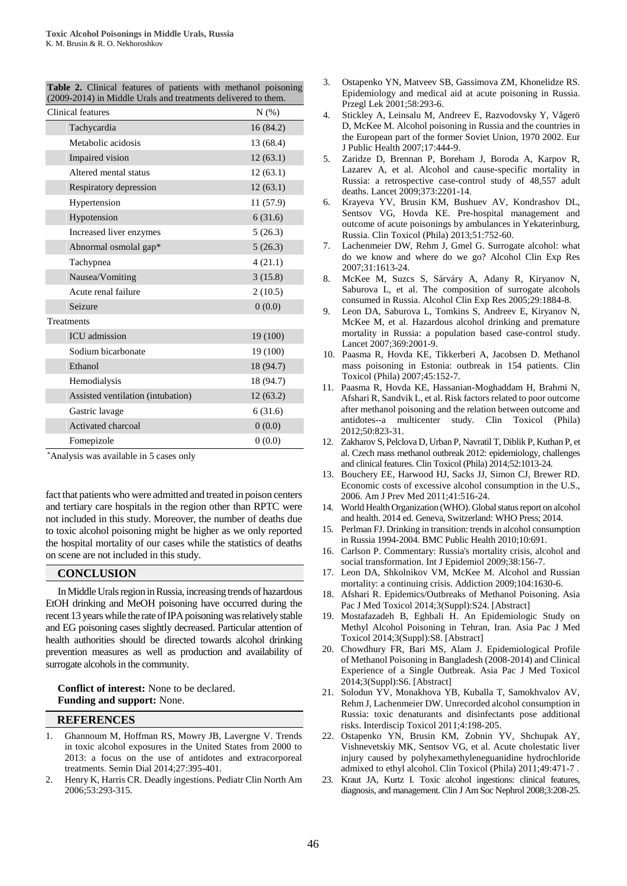**Table 2.** Clinical features of patients with methanol poisoning (2009-2014) in Middle Urals and treatments delivered to them.

| Clinical features | N (%) |
|---|---|
| Tachycardia | 16 (84.2) |
| Metabolic acidosis | 13 (68.4) |
| Impaired vision | 12 (63.1) |
| Altered mental status | 12 (63.1) |
| Respiratory depression | 12 (63.1) |
| Hypertension | 11 (57.9) |
| Hypotension | 6 (31.6) |
| Increased liver enzymes | 5 (26.3) |
| Abnormal osmolal gap* | 5 (26.3) |
| Tachypnea | 4 (21.1) |
| Nausea/Vomiting | 3 (15.8) |
| Acute renal failure | 2 (10.5) |
| Seizure | 0 (0.0) |
| Treatments | |
| ICU admission | 19 (100) |
| Sodium bicarbonate | 19 (100) |
| Ethanol | 18 (94.7) |
| Hemodialysis | 18 (94.7) |
| Assisted ventilation (intubation) | 12 (63.2) |
| Gastric lavage | 6 (31.6) |
| Activated charcoal | 0 (0.0) |
| Fomepizole | 0 (0.0) |

*Analysis was available in 5 cases only

fact that patients who were admitted and treated in poison centers and tertiary care hospitals in the region other than RPTC were not included in this study. Moreover, the number of deaths due to toxic alcohol poisoning might be higher as we only reported the hospital mortality of our cases while the statistics of deaths on scene are not included in this study.

## CONCLUSION

In Middle Urals region in Russia, increasing trends of hazardous EtOH drinking and MeOH poisoning have occurred during the recent 13 years while the rate of IPA poisoning was relatively stable and EG poisoning cases slightly decreased. Particular attention of health authorities should be directed towards alcohol drinking prevention measures as well as production and availability of surrogate alcohols in the community.

**Conflict of interest:** None to be declared.
**Funding and support:** None.

## REFERENCES

1. Ghannoum M, Hoffman RS, Mowry JB, Lavergne V. Trends in toxic alcohol exposures in the United States from 2000 to 2013: a focus on the use of antidotes and extracorporeal treatments. Semin Dial 2014;27:395-401.
2. Henry K, Harris CR. Deadly ingestions. Pediatr Clin North Am 2006;53:293-315.
3. Ostapenko YN, Matveev SB, Gassimova ZM, Khonelidze RS. Epidemiology and medical aid at acute poisoning in Russia. Przegl Lek 2001;58:293-6.
4. Stickley A, Leinsalu M, Andreev E, Razvodovsky Y, Vågerö D, McKee M. Alcohol poisoning in Russia and the countries in the European part of the former Soviet Union, 1970 2002. Eur J Public Health 2007;17:444-9.
5. Zaridze D, Brennan P, Boreham J, Boroda A, Karpov R, Lazarev A, et al. Alcohol and cause-specific mortality in Russia: a retrospective case-control study of 48,557 adult deaths. Lancet 2009;373:2201-14.
6. Krayeva YV, Brusin KM, Bushuev AV, Kondrashov DL, Sentsov VG, Hovda KE. Pre-hospital management and outcome of acute poisonings by ambulances in Yekaterinburg, Russia. Clin Toxicol (Phila) 2013;51:752-60.
7. Lachenmeier DW, Rehm J, Gmel G. Surrogate alcohol: what do we know and where do we go? Alcohol Clin Exp Res 2007;31:1613-24.
8. McKee M, Suzcs S, Sárváry A, Adany R, Kiryanov N, Saburova L, et al. The composition of surrogate alcohols consumed in Russia. Alcohol Clin Exp Res 2005;29:1884-8.
9. Leon DA, Saburova L, Tomkins S, Andreev E, Kiryanov N, McKee M, et al. Hazardous alcohol drinking and premature mortality in Russia: a population based case-control study. Lancet 2007;369:2001-9.
10. Paasma R, Hovda KE, Tikkerberi A, Jacobsen D. Methanol mass poisoning in Estonia: outbreak in 154 patients. Clin Toxicol (Phila) 2007;45:152-7.
11. Paasma R, Hovda KE, Hassanian-Moghaddam H, Brahmi N, Afshari R, Sandvik L, et al. Risk factors related to poor outcome after methanol poisoning and the relation between outcome and antidotes--a multicenter study. Clin Toxicol (Phila) 2012;50:823-31.
12. Zakharov S, Pelclova D, Urban P, Navratil T, Diblik P, Kuthan P, et al. Czech mass methanol outbreak 2012: epidemiology, challenges and clinical features. Clin Toxicol (Phila) 2014;52:1013-24.
13. Bouchery EE, Harwood HJ, Sacks JJ, Simon CJ, Brewer RD. Economic costs of excessive alcohol consumption in the U.S., 2006. Am J Prev Med 2011;41:516-24.
14. World Health Organization (WHO). Global status report on alcohol and health. 2014 ed. Geneva, Switzerland: WHO Press; 2014.
15. Perlman FJ. Drinking in transition: trends in alcohol consumption in Russia 1994-2004. BMC Public Health 2010;10:691.
16. Carlson P. Commentary: Russia's mortality crisis, alcohol and social transformation. Int J Epidemiol 2009;38:156-7.
17. Leon DA, Shkolnikov VM, McKee M. Alcohol and Russian mortality: a continuing crisis. Addiction 2009;104:1630-6.
18. Afshari R. Epidemics/Outbreaks of Methanol Poisoning. Asia Pac J Med Toxicol 2014;3(Suppl):S24. [Abstract]
19. Mostafazadeh B, Eghbali H. An Epidemiologic Study on Methyl Alcohol Poisoning in Tehran, Iran. Asia Pac J Med Toxicol 2014;3(Suppl):S8. [Abstract]
20. Chowdhury FR, Bari MS, Alam J. Epidemiological Profile of Methanol Poisoning in Bangladesh (2008-2014) and Clinical Experience of a Single Outbreak. Asia Pac J Med Toxicol 2014;3(Suppl):S6. [Abstract]
21. Solodun YV, Monakhova YB, Kuballa T, Samokhvalov AV, Rehm J, Lachenmeier DW. Unrecorded alcohol consumption in Russia: toxic denaturants and disinfectants pose additional risks. Interdiscip Toxicol 2011;4:198-205.
22. Ostapenko YN, Brusin KM, Zobnin YV, Shchupak AY, Vishnevetskiy MK, Sentsov VG, et al. Acute cholestatic liver injury caused by polyhexamethyleneguanidine hydrochloride admixed to ethyl alcohol. Clin Toxicol (Phila) 2011;49:471-7 .
23. Kraut JA, Kurtz I. Toxic alcohol ingestions: clinical features, diagnosis, and management. Clin J Am Soc Nephrol 2008;3:208-25.